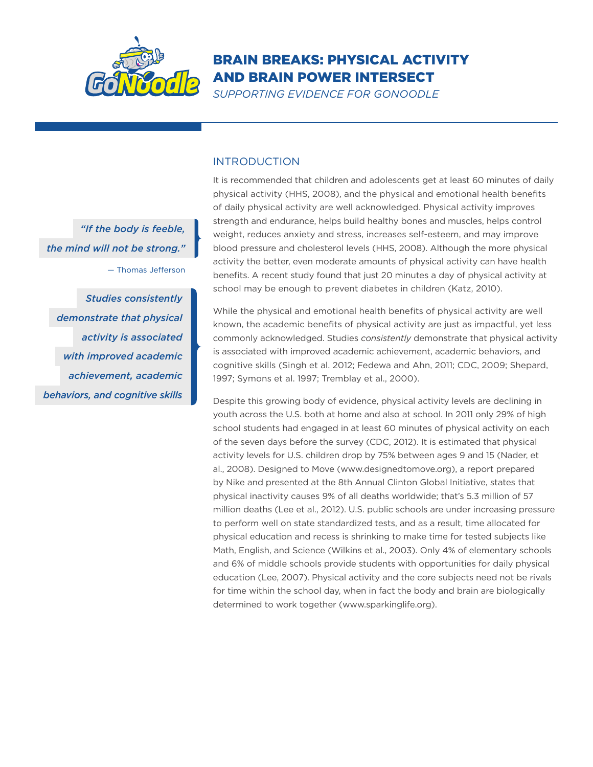# BRAIN BREAKS: PHYSICAL ACTIVITY AND BRAIN POWER INTERSECT

*SUPPORTING EVIDENCE FOR GONOODLE*

*"If the body is feeble, the mind will not be strong."*

— Thomas Jefferson

*Studies consistently demonstrate that physical activity is associated with improved academic achievement, academic behaviors, and cognitive skills*

## INTRODUCTION

It is recommended that children and adolescents get at least 60 minutes of daily physical activity (HHS, 2008), and the physical and emotional health benefits of daily physical activity are well acknowledged. Physical activity improves strength and endurance, helps build healthy bones and muscles, helps control weight, reduces anxiety and stress, increases self-esteem, and may improve blood pressure and cholesterol levels (HHS, 2008). Although the more physical activity the better, even moderate amounts of physical activity can have health benefits. A recent study found that just 20 minutes a day of physical activity at school may be enough to prevent diabetes in children (Katz, 2010).

While the physical and emotional health benefits of physical activity are well known, the academic benefits of physical activity are just as impactful, yet less commonly acknowledged. Studies *consistently* demonstrate that physical activity is associated with improved academic achievement, academic behaviors, and cognitive skills (Singh et al. 2012; Fedewa and Ahn, 2011; CDC, 2009; Shepard, 1997; Symons et al. 1997; Tremblay et al., 2000).

Despite this growing body of evidence, physical activity levels are declining in youth across the U.S. both at home and also at school. In 2011 only 29% of high school students had engaged in at least 60 minutes of physical activity on each of the seven days before the survey (CDC, 2012). It is estimated that physical activity levels for U.S. children drop by 75% between ages 9 and 15 (Nader, et al., 2008). Designed to Move (www.designedtomove.org), a report prepared by Nike and presented at the 8th Annual Clinton Global Initiative, states that physical inactivity causes 9% of all deaths worldwide; that's 5.3 million of 57 million deaths (Lee et al., 2012). U.S. public schools are under increasing pressure to perform well on state standardized tests, and as a result, time allocated for physical education and recess is shrinking to make time for tested subjects like Math, English, and Science (Wilkins et al., 2003). Only 4% of elementary schools and 6% of middle schools provide students with opportunities for daily physical education (Lee, 2007). Physical activity and the core subjects need not be rivals for time within the school day, when in fact the body and brain are biologically determined to work together (www.sparkinglife.org).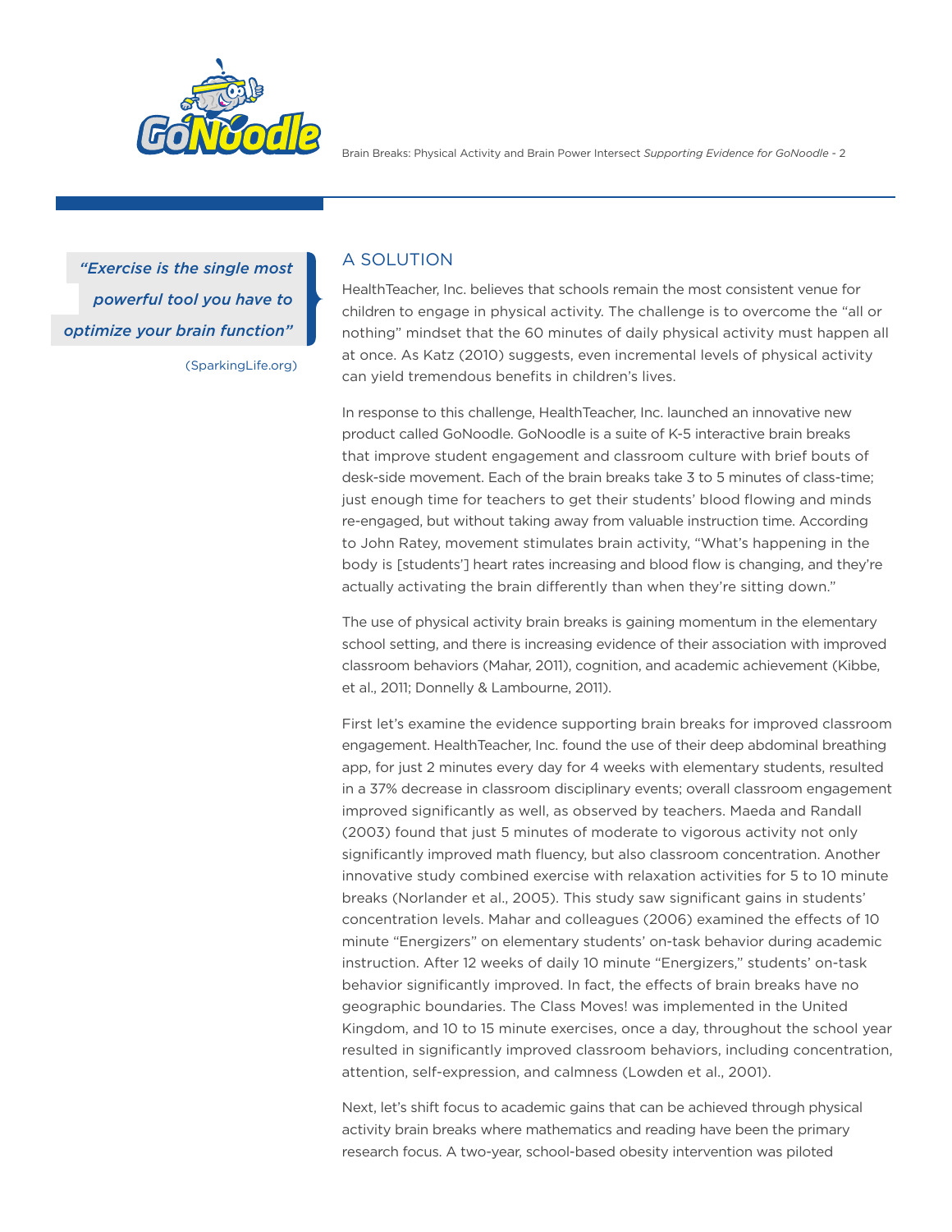> *"Exercise is the single most powerful tool you have to optimize your brain function"*
>
> (SparkingLife.org)

## A SOLUTION

HealthTeacher, Inc. believes that schools remain the most consistent venue for children to engage in physical activity. The challenge is to overcome the "all or nothing" mindset that the 60 minutes of daily physical activity must happen all at once. As Katz (2010) suggests, even incremental levels of physical activity can yield tremendous benefits in children's lives.

In response to this challenge, HealthTeacher, Inc. launched an innovative new product called GoNoodle. GoNoodle is a suite of K-5 interactive brain breaks that improve student engagement and classroom culture with brief bouts of desk-side movement. Each of the brain breaks take 3 to 5 minutes of class-time; just enough time for teachers to get their students' blood flowing and minds re-engaged, but without taking away from valuable instruction time. According to John Ratey, movement stimulates brain activity, "What's happening in the body is [students'] heart rates increasing and blood flow is changing, and they're actually activating the brain differently than when they're sitting down."

The use of physical activity brain breaks is gaining momentum in the elementary school setting, and there is increasing evidence of their association with improved classroom behaviors (Mahar, 2011), cognition, and academic achievement (Kibbe, et al., 2011; Donnelly & Lambourne, 2011).

First let's examine the evidence supporting brain breaks for improved classroom engagement. HealthTeacher, Inc. found the use of their deep abdominal breathing app, for just 2 minutes every day for 4 weeks with elementary students, resulted in a 37% decrease in classroom disciplinary events; overall classroom engagement improved significantly as well, as observed by teachers. Maeda and Randall (2003) found that just 5 minutes of moderate to vigorous activity not only significantly improved math fluency, but also classroom concentration. Another innovative study combined exercise with relaxation activities for 5 to 10 minute breaks (Norlander et al., 2005). This study saw significant gains in students' concentration levels. Mahar and colleagues (2006) examined the effects of 10 minute "Energizers" on elementary students' on-task behavior during academic instruction. After 12 weeks of daily 10 minute "Energizers," students' on-task behavior significantly improved. In fact, the effects of brain breaks have no geographic boundaries. The Class Moves! was implemented in the United Kingdom, and 10 to 15 minute exercises, once a day, throughout the school year resulted in significantly improved classroom behaviors, including concentration, attention, self-expression, and calmness (Lowden et al., 2001).

Next, let's shift focus to academic gains that can be achieved through physical activity brain breaks where mathematics and reading have been the primary research focus. A two-year, school-based obesity intervention was piloted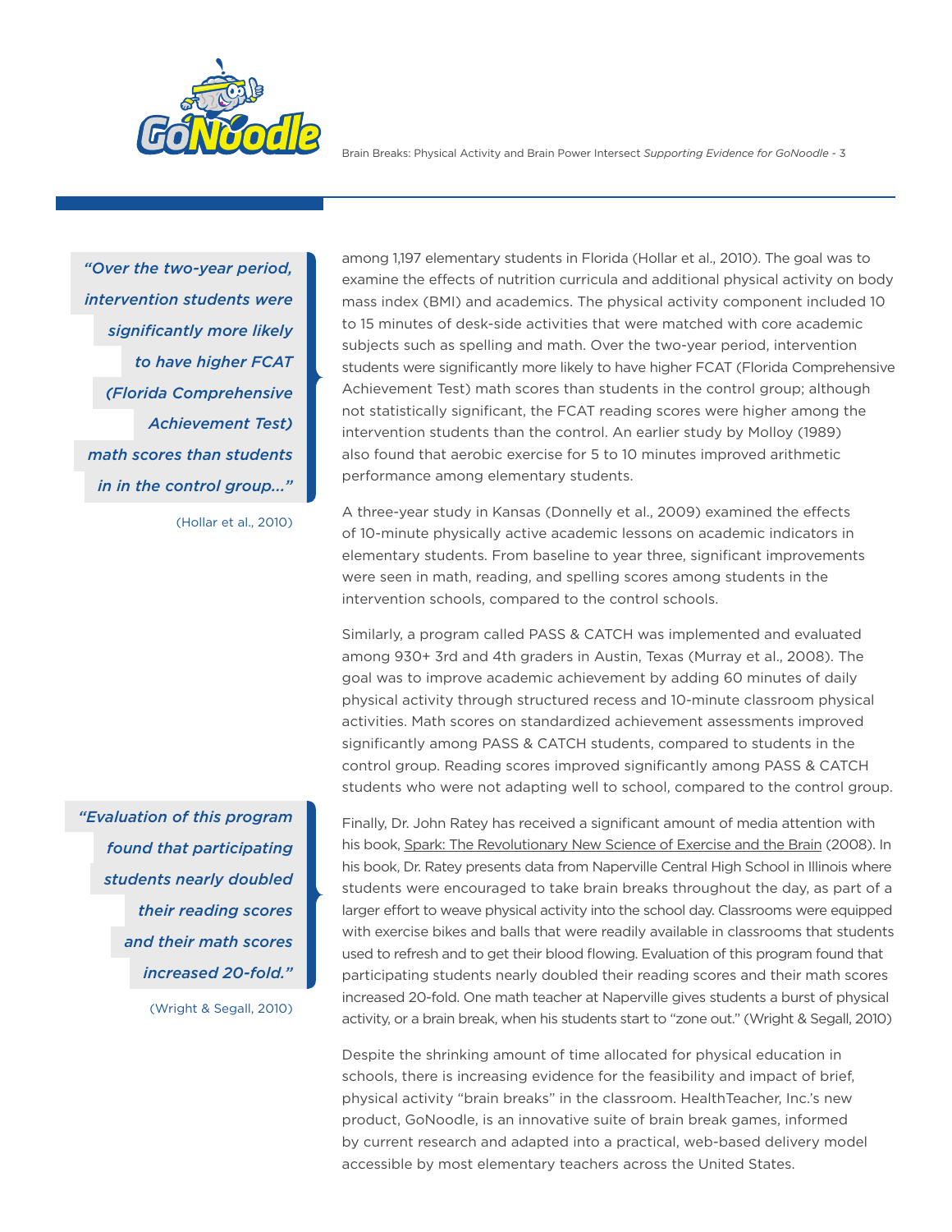> *"Over the two-year period, intervention students were significantly more likely to have higher FCAT (Florida Comprehensive Achievement Test) math scores than students in in the control group..."*
>
> (Hollar et al., 2010)

among 1,197 elementary students in Florida (Hollar et al., 2010). The goal was to examine the effects of nutrition curricula and additional physical activity on body mass index (BMI) and academics. The physical activity component included 10 to 15 minutes of desk-side activities that were matched with core academic subjects such as spelling and math. Over the two-year period, intervention students were significantly more likely to have higher FCAT (Florida Comprehensive Achievement Test) math scores than students in the control group; although not statistically significant, the FCAT reading scores were higher among the intervention students than the control. An earlier study by Molloy (1989) also found that aerobic exercise for 5 to 10 minutes improved arithmetic performance among elementary students.

A three-year study in Kansas (Donnelly et al., 2009) examined the effects of 10-minute physically active academic lessons on academic indicators in elementary students. From baseline to year three, significant improvements were seen in math, reading, and spelling scores among students in the intervention schools, compared to the control schools.

Similarly, a program called PASS & CATCH was implemented and evaluated among 930+ 3rd and 4th graders in Austin, Texas (Murray et al., 2008). The goal was to improve academic achievement by adding 60 minutes of daily physical activity through structured recess and 10-minute classroom physical activities. Math scores on standardized achievement assessments improved significantly among PASS & CATCH students, compared to students in the control group. Reading scores improved significantly among PASS & CATCH students who were not adapting well to school, compared to the control group.

> *"Evaluation of this program found that participating students nearly doubled their reading scores and their math scores increased 20-fold."*
>
> (Wright & Segall, 2010)

Finally, Dr. John Ratey has received a significant amount of media attention with his book, Spark: The Revolutionary New Science of Exercise and the Brain (2008). In his book, Dr. Ratey presents data from Naperville Central High School in Illinois where students were encouraged to take brain breaks throughout the day, as part of a larger effort to weave physical activity into the school day. Classrooms were equipped with exercise bikes and balls that were readily available in classrooms that students used to refresh and to get their blood flowing. Evaluation of this program found that participating students nearly doubled their reading scores and their math scores increased 20-fold. One math teacher at Naperville gives students a burst of physical activity, or a brain break, when his students start to "zone out." (Wright & Segall, 2010)

Despite the shrinking amount of time allocated for physical education in schools, there is increasing evidence for the feasibility and impact of brief, physical activity "brain breaks" in the classroom. HealthTeacher, Inc.'s new product, GoNoodle, is an innovative suite of brain break games, informed by current research and adapted into a practical, web-based delivery model accessible by most elementary teachers across the United States.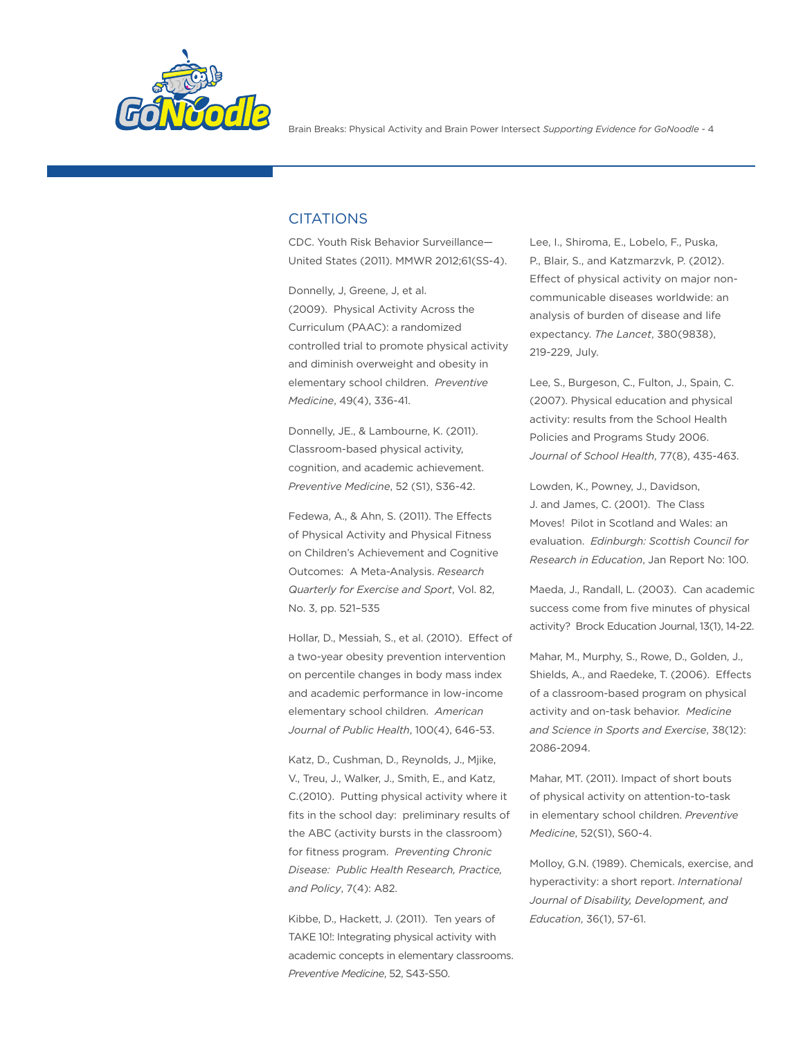## CITATIONS

CDC. Youth Risk Behavior Surveillance—United States (2011). MMWR 2012;61(SS-4).

Donnelly, J, Greene, J, et al. (2009). Physical Activity Across the Curriculum (PAAC): a randomized controlled trial to promote physical activity and diminish overweight and obesity in elementary school children. *Preventive Medicine*, 49(4), 336-41.

Donnelly, JE., & Lambourne, K. (2011). Classroom-based physical activity, cognition, and academic achievement. *Preventive Medicine*, 52 (S1), S36-42.

Fedewa, A., & Ahn, S. (2011). The Effects of Physical Activity and Physical Fitness on Children's Achievement and Cognitive Outcomes: A Meta-Analysis. *Research Quarterly for Exercise and Sport*, Vol. 82, No. 3, pp. 521–535

Hollar, D., Messiah, S., et al. (2010). Effect of a two-year obesity prevention intervention on percentile changes in body mass index and academic performance in low-income elementary school children. *American Journal of Public Health*, 100(4), 646-53.

Katz, D., Cushman, D., Reynolds, J., Mjike, V., Treu, J., Walker, J., Smith, E., and Katz, C.(2010). Putting physical activity where it fits in the school day: preliminary results of the ABC (activity bursts in the classroom) for fitness program. *Preventing Chronic Disease: Public Health Research, Practice, and Policy*, 7(4): A82.

Kibbe, D., Hackett, J. (2011). Ten years of TAKE 10!: Integrating physical activity with academic concepts in elementary classrooms. *Preventive Medicine*, 52, S43-S50.

Lee, I., Shiroma, E., Lobelo, F., Puska, P., Blair, S., and Katzmarzvk, P. (2012). Effect of physical activity on major non-communicable diseases worldwide: an analysis of burden of disease and life expectancy. *The Lancet*, 380(9838), 219-229, July.

Lee, S., Burgeson, C., Fulton, J., Spain, C. (2007). Physical education and physical activity: results from the School Health Policies and Programs Study 2006. *Journal of School Health*, 77(8), 435-463.

Lowden, K., Powney, J., Davidson, J. and James, C. (2001). The Class Moves! Pilot in Scotland and Wales: an evaluation. *Edinburgh: Scottish Council for Research in Education*, Jan Report No: 100.

Maeda, J., Randall, L. (2003). Can academic success come from five minutes of physical activity? Brock Education Journal, 13(1), 14-22.

Mahar, M., Murphy, S., Rowe, D., Golden, J., Shields, A., and Raedeke, T. (2006). Effects of a classroom-based program on physical activity and on-task behavior. *Medicine and Science in Sports and Exercise*, 38(12): 2086-2094.

Mahar, MT. (2011). Impact of short bouts of physical activity on attention-to-task in elementary school children. *Preventive Medicine*, 52(S1), S60-4.

Molloy, G.N. (1989). Chemicals, exercise, and hyperactivity: a short report. *International Journal of Disability, Development, and Education*, 36(1), 57-61.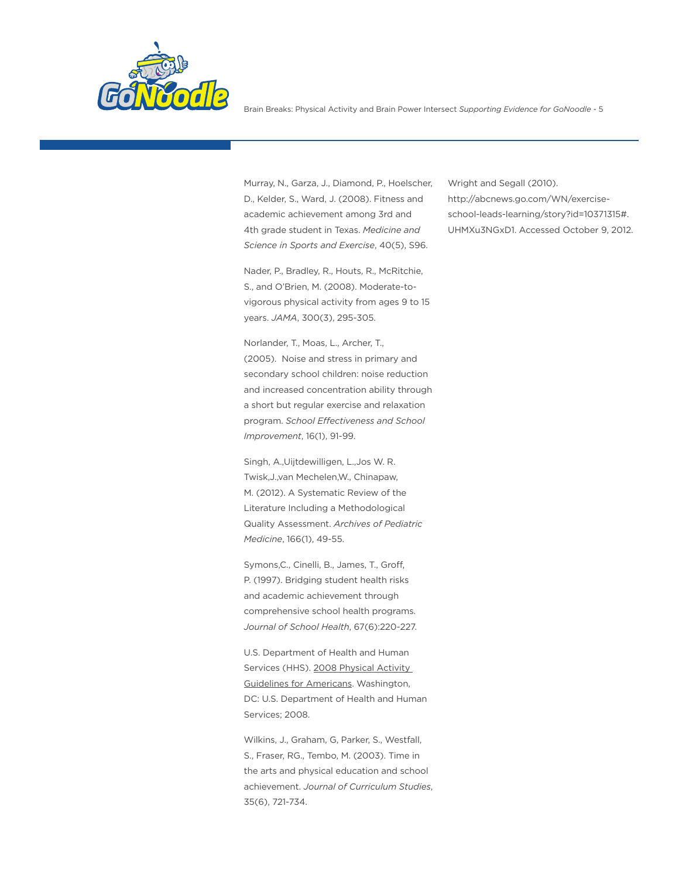Murray, N., Garza, J., Diamond, P., Hoelscher, D., Kelder, S., Ward, J. (2008). Fitness and academic achievement among 3rd and 4th grade student in Texas. *Medicine and Science in Sports and Exercise*, 40(5), S96.

Nader, P., Bradley, R., Houts, R., McRitchie, S., and O'Brien, M. (2008). Moderate-to-vigorous physical activity from ages 9 to 15 years. *JAMA*, 300(3), 295-305.

Norlander, T., Moas, L., Archer, T., (2005). Noise and stress in primary and secondary school children: noise reduction and increased concentration ability through a short but regular exercise and relaxation program. *School Effectiveness and School Improvement*, 16(1), 91-99.

Singh, A.,Uijtdewilligen, L.,Jos W. R. Twisk,J.,van Mechelen,W., Chinapaw, M. (2012). A Systematic Review of the Literature Including a Methodological Quality Assessment. *Archives of Pediatric Medicine*, 166(1), 49-55.

Symons,C., Cinelli, B., James, T., Groff, P. (1997). Bridging student health risks and academic achievement through comprehensive school health programs. *Journal of School Health*, 67(6):220-227.

U.S. Department of Health and Human Services (HHS). 2008 Physical Activity Guidelines for Americans. Washington, DC: U.S. Department of Health and Human Services; 2008.

Wilkins, J., Graham, G, Parker, S., Westfall, S., Fraser, RG., Tembo, M. (2003). Time in the arts and physical education and school achievement. *Journal of Curriculum Studies*, 35(6), 721-734.

Wright and Segall (2010). http://abcnews.go.com/WN/exercise-school-leads-learning/story?id=10371315#.UHMXu3NGxD1. Accessed October 9, 2012.